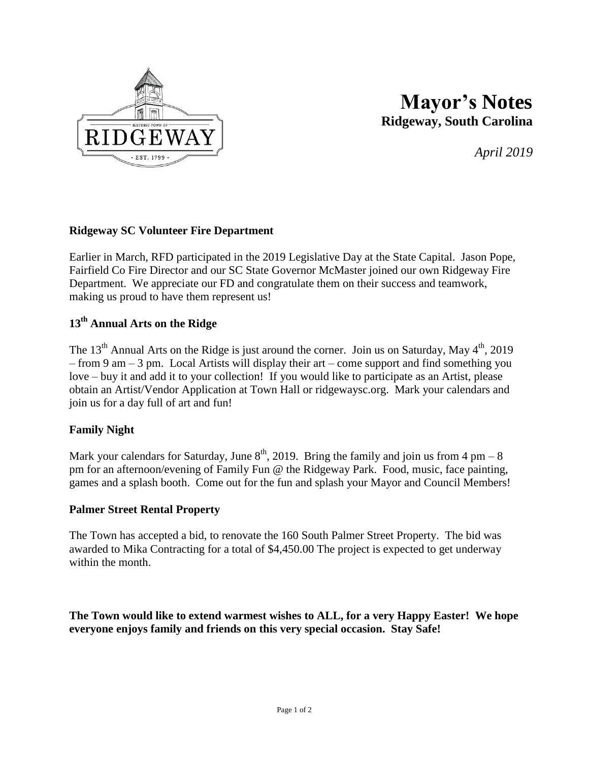# Mayor's Notes

**Ridgeway, South Carolina**

*April 2019*

### Ridgeway SC Volunteer Fire Department

Earlier in March, RFD participated in the 2019 Legislative Day at the State Capital. Jason Pope, Fairfield Co Fire Director and our SC State Governor McMaster joined our own Ridgeway Fire Department. We appreciate our FD and congratulate them on their success and teamwork, making us proud to have them represent us!

### 13th Annual Arts on the Ridge

The 13th Annual Arts on the Ridge is just around the corner. Join us on Saturday, May 4th, 2019 – from 9 am – 3 pm. Local Artists will display their art – come support and find something you love – buy it and add it to your collection! If you would like to participate as an Artist, please obtain an Artist/Vendor Application at Town Hall or ridgewaysc.org. Mark your calendars and join us for a day full of art and fun!

### Family Night

Mark your calendars for Saturday, June 8th, 2019. Bring the family and join us from 4 pm – 8 pm for an afternoon/evening of Family Fun @ the Ridgeway Park. Food, music, face painting, games and a splash booth. Come out for the fun and splash your Mayor and Council Members!

### Palmer Street Rental Property

The Town has accepted a bid, to renovate the 160 South Palmer Street Property. The bid was awarded to Mika Contracting for a total of $4,450.00 The project is expected to get underway within the month.

**The Town would like to extend warmest wishes to ALL, for a very Happy Easter! We hope everyone enjoys family and friends on this very special occasion. Stay Safe!**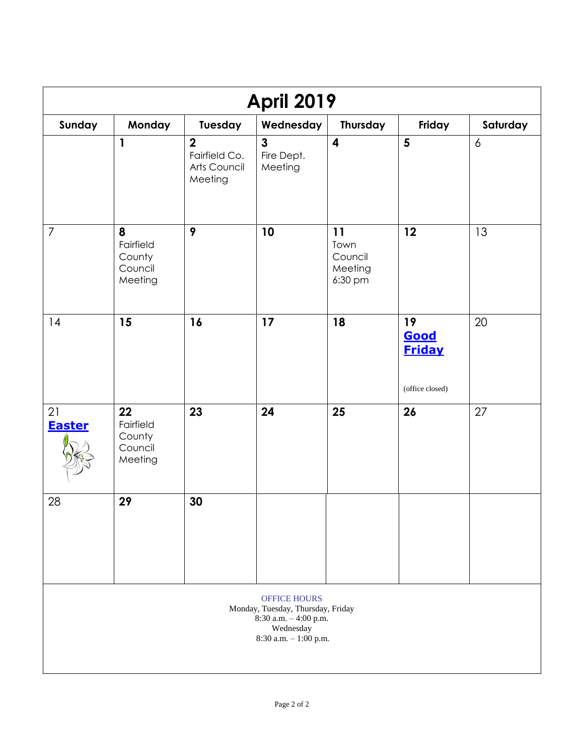# April 2019

| Sunday | Monday | Tuesday | Wednesday | Thursday | Friday | Saturday |
|---|---|---|---|---|---|---|
| | **1** | **2** Fairfield Co. Arts Council Meeting | **3** Fire Dept. Meeting | **4** | **5** | 6 |
| 7 | **8** Fairfield County Council Meeting | **9** | **10** | **11** Town Council Meeting 6:30 pm | **12** | 13 |
| 14 | **15** | **16** | **17** | **18** | **19** **Good Friday** (office closed) | 20 |
| 21 **Easter** | **22** Fairfield County Council Meeting | **23** | **24** | **25** | **26** | 27 |
| 28 | **29** | **30** | | | | |

OFFICE HOURS
Monday, Tuesday, Thursday, Friday
8:30 a.m. – 4:00 p.m.
Wednesday
8:30 a.m. – 1:00 p.m.